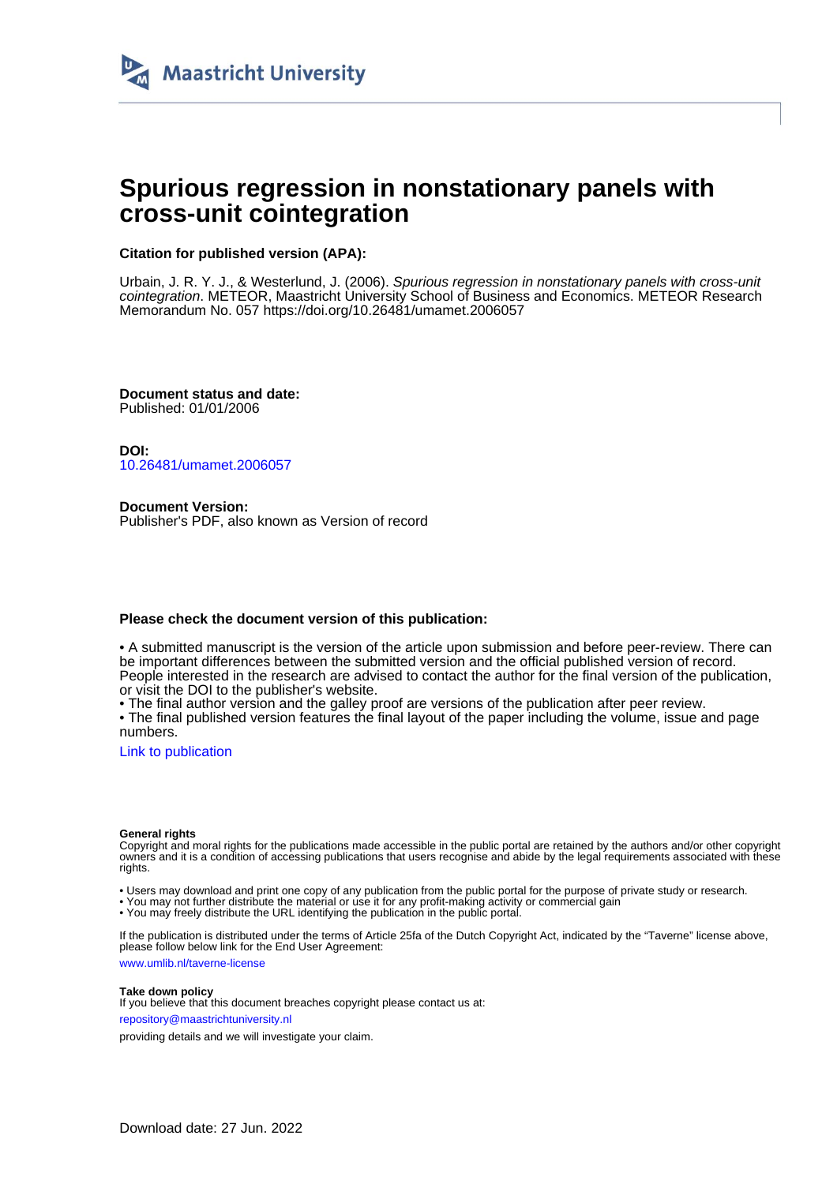Maastricht University

# Spurious regression in nonstationary panels with cross-unit cointegration

**Citation for published version (APA):**

Urbain, J. R. Y. J., & Westerlund, J. (2006). *Spurious regression in nonstationary panels with cross-unit cointegration*. METEOR, Maastricht University School of Business and Economics. METEOR Research Memorandum No. 057 https://doi.org/10.26481/umamet.2006057

**Document status and date:**
Published: 01/01/2006

**DOI:**
10.26481/umamet.2006057

**Document Version:**
Publisher's PDF, also known as Version of record

**Please check the document version of this publication:**

• A submitted manuscript is the version of the article upon submission and before peer-review. There can be important differences between the submitted version and the official published version of record. People interested in the research are advised to contact the author for the final version of the publication, or visit the DOI to the publisher's website.
• The final author version and the galley proof are versions of the publication after peer review.
• The final published version features the final layout of the paper including the volume, issue and page numbers.

Link to publication

**General rights**
Copyright and moral rights for the publications made accessible in the public portal are retained by the authors and/or other copyright owners and it is a condition of accessing publications that users recognise and abide by the legal requirements associated with these rights.

• Users may download and print one copy of any publication from the public portal for the purpose of private study or research.
• You may not further distribute the material or use it for any profit-making activity or commercial gain
• You may freely distribute the URL identifying the publication in the public portal.

If the publication is distributed under the terms of Article 25fa of the Dutch Copyright Act, indicated by the "Taverne" license above, please follow below link for the End User Agreement:

www.umlib.nl/taverne-license

**Take down policy**
If you believe that this document breaches copyright please contact us at:

repository@maastrichtuniversity.nl

providing details and we will investigate your claim.

Download date: 27 Jun. 2022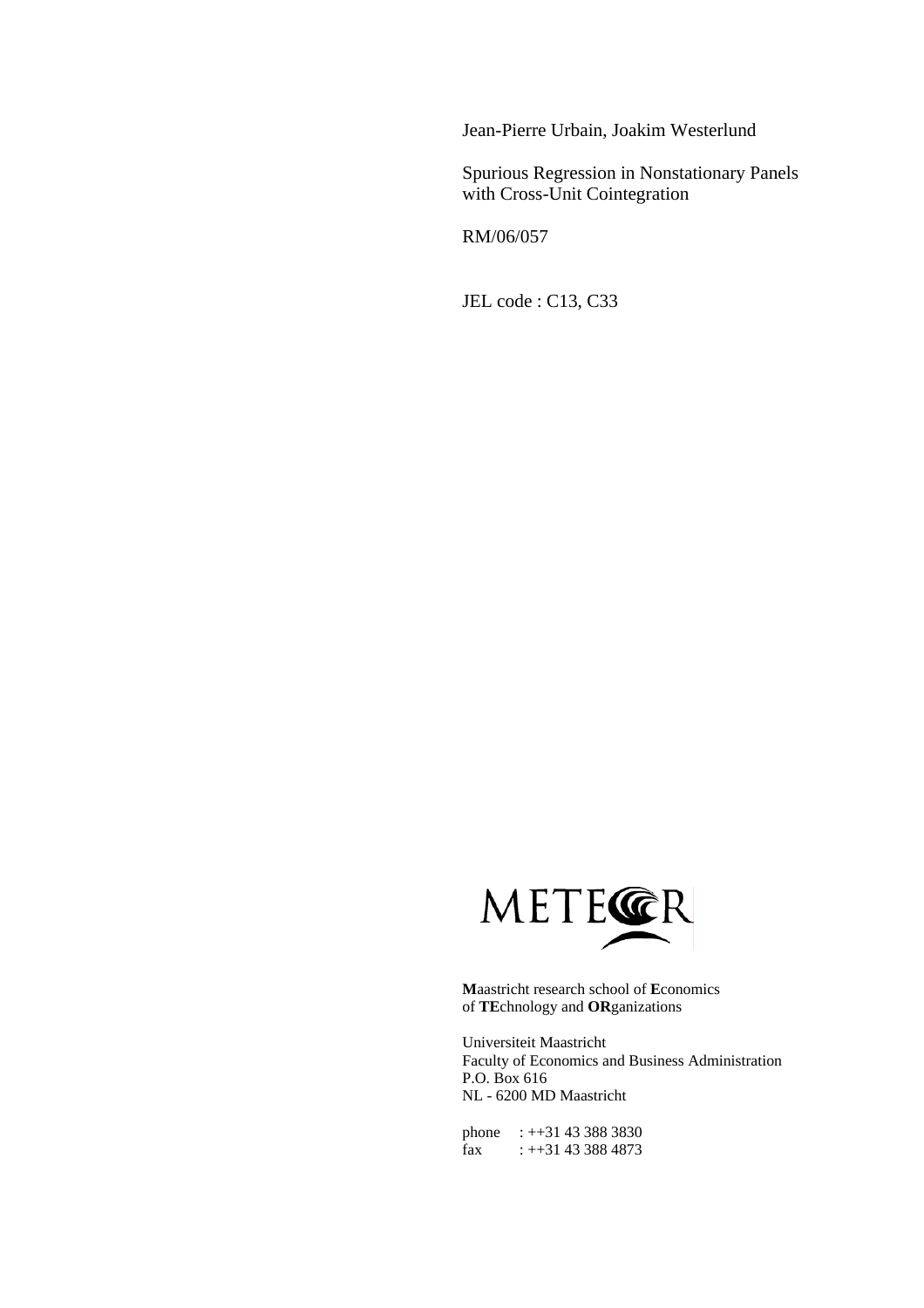Jean-Pierre Urbain, Joakim Westerlund

Spurious Regression in Nonstationary Panels with Cross-Unit Cointegration

RM/06/057

JEL code : C13, C33

METEOR

**M**aastricht research school of **E**conomics of **TE**chnology and **OR**ganizations

Universiteit Maastricht
Faculty of Economics and Business Administration
P.O. Box 616
NL - 6200 MD Maastricht

phone : ++31 43 388 3830
fax : ++31 43 388 4873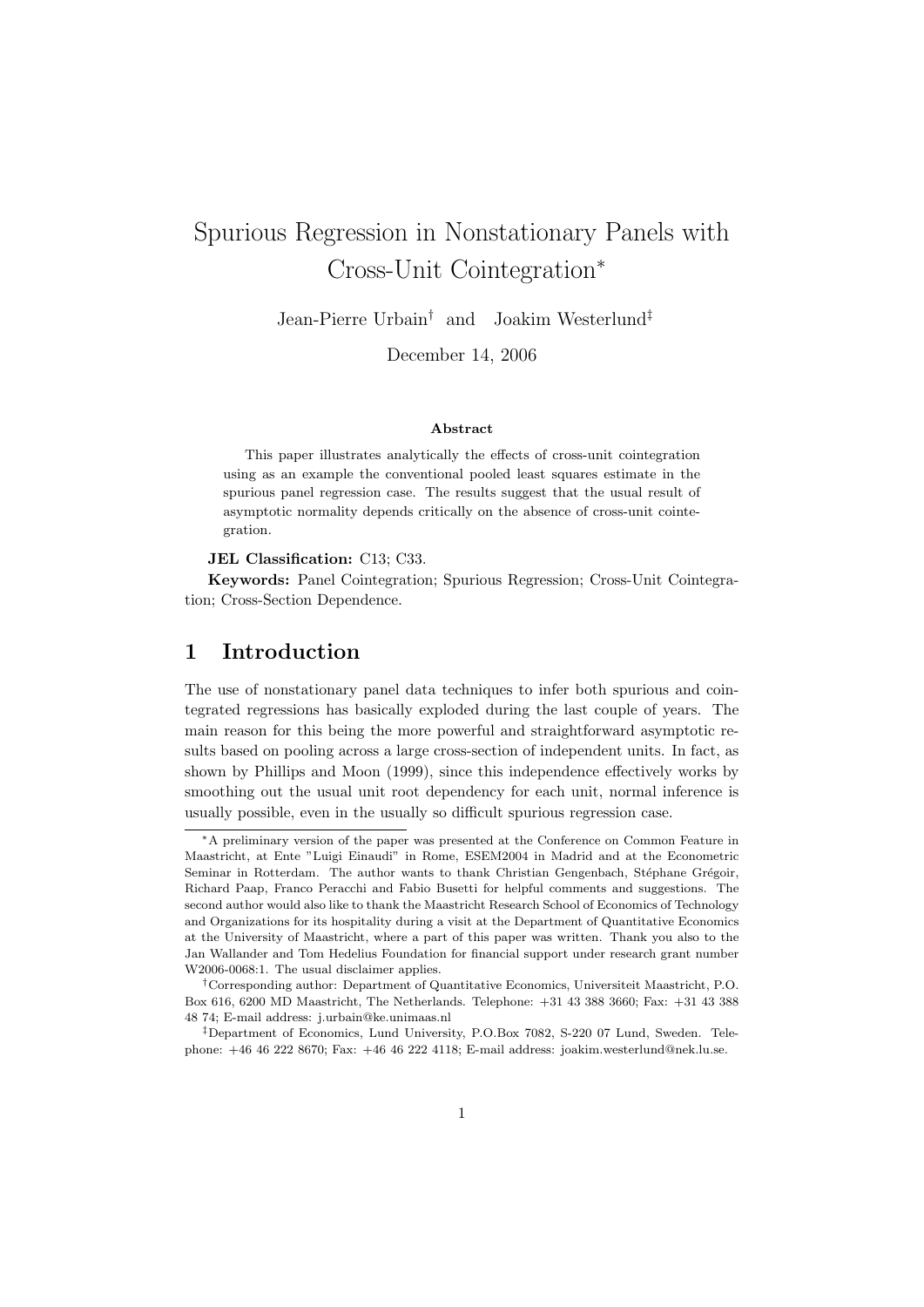# Spurious Regression in Nonstationary Panels with Cross-Unit Cointegration*

Jean-Pierre Urbain† and Joakim Westerlund‡

December 14, 2006

### Abstract

This paper illustrates analytically the effects of cross-unit cointegration using as an example the conventional pooled least squares estimate in the spurious panel regression case. The results suggest that the usual result of asymptotic normality depends critically on the absence of cross-unit cointegration.

**JEL Classification:** C13; C33.

**Keywords:** Panel Cointegration; Spurious Regression; Cross-Unit Cointegration; Cross-Section Dependence.

## 1 Introduction

The use of nonstationary panel data techniques to infer both spurious and cointegrated regressions has basically exploded during the last couple of years. The main reason for this being the more powerful and straightforward asymptotic results based on pooling across a large cross-section of independent units. In fact, as shown by Phillips and Moon (1999), since this independence effectively works by smoothing out the usual unit root dependency for each unit, normal inference is usually possible, even in the usually so difficult spurious regression case.

---

*A preliminary version of the paper was presented at the Conference on Common Feature in Maastricht, at Ente "Luigi Einaudi" in Rome, ESEM2004 in Madrid and at the Econometric Seminar in Rotterdam. The author wants to thank Christian Gengenbach, Stéphane Grégoir, Richard Paap, Franco Peracchi and Fabio Busetti for helpful comments and suggestions. The second author would also like to thank the Maastricht Research School of Economics of Technology and Organizations for its hospitality during a visit at the Department of Quantitative Economics at the University of Maastricht, where a part of this paper was written. Thank you also to the Jan Wallander and Tom Hedelius Foundation for financial support under research grant number W2006-0068:1. The usual disclaimer applies.

†Corresponding author: Department of Quantitative Economics, Universiteit Maastricht, P.O. Box 616, 6200 MD Maastricht, The Netherlands. Telephone: +31 43 388 3660; Fax: +31 43 388 48 74; E-mail address: j.urbain@ke.unimaas.nl

‡Department of Economics, Lund University, P.O.Box 7082, S-220 07 Lund, Sweden. Telephone: +46 46 222 8670; Fax: +46 46 222 4118; E-mail address: joakim.westerlund@nek.lu.se.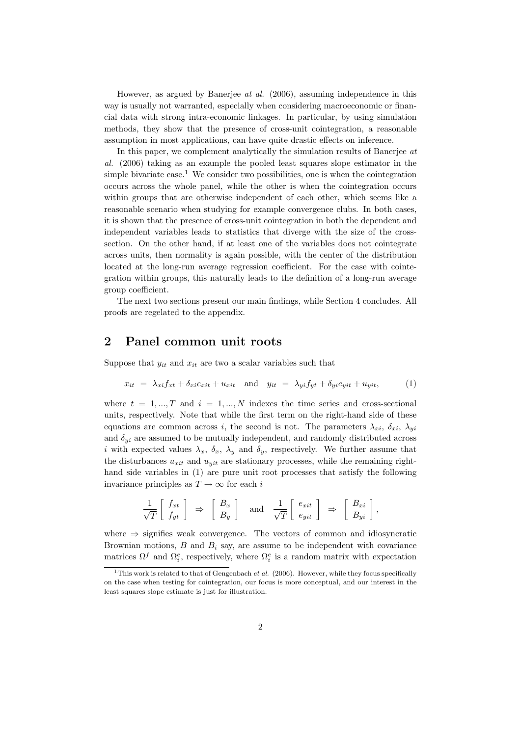However, as argued by Banerjee *at al.* (2006), assuming independence in this way is usually not warranted, especially when considering macroeconomic or financial data with strong intra-economic linkages. In particular, by using simulation methods, they show that the presence of cross-unit cointegration, a reasonable assumption in most applications, can have quite drastic effects on inference.

In this paper, we complement analytically the simulation results of Banerjee *at al.* (2006) taking as an example the pooled least squares slope estimator in the simple bivariate case.[1] We consider two possibilities, one is when the cointegration occurs across the whole panel, while the other is when the cointegration occurs within groups that are otherwise independent of each other, which seems like a reasonable scenario when studying for example convergence clubs. In both cases, it is shown that the presence of cross-unit cointegration in both the dependent and independent variables leads to statistics that diverge with the size of the cross-section. On the other hand, if at least one of the variables does not cointegrate across units, then normality is again possible, with the center of the distribution located at the long-run average regression coefficient. For the case with cointegration within groups, this naturally leads to the definition of a long-run average group coefficient.

The next two sections present our main findings, while Section 4 concludes. All proofs are regelated to the appendix.

## 2 Panel common unit roots

Suppose that $y_{it}$ and $x_{it}$ are two a scalar variables such that

$$x_{it} \;=\; \lambda_{xi} f_{xt} + \delta_{xi} e_{xit} + u_{xit} \quad \text{and} \quad y_{it} \;=\; \lambda_{yi} f_{yt} + \delta_{yi} e_{yit} + u_{yit}, \tag{1}$$

where $t = 1, ..., T$ and $i = 1, ..., N$ indexes the time series and cross-sectional units, respectively. Note that while the first term on the right-hand side of these equations are common across $i$, the second is not. The parameters $\lambda_{xi}$, $\delta_{xi}$, $\lambda_{yi}$ and $\delta_{yi}$ are assumed to be mutually independent, and randomly distributed across $i$ with expected values $\lambda_x$, $\delta_x$, $\lambda_y$ and $\delta_y$, respectively. We further assume that the disturbances $u_{xit}$ and $u_{yit}$ are stationary processes, while the remaining right-hand side variables in (1) are pure unit root processes that satisfy the following invariance principles as $T \to \infty$ for each $i$

$$\frac{1}{\sqrt{T}} \begin{bmatrix} f_{xt} \\ f_{yt} \end{bmatrix} \;\Rightarrow\; \begin{bmatrix} B_x \\ B_y \end{bmatrix} \quad \text{and} \quad \frac{1}{\sqrt{T}} \begin{bmatrix} e_{xit} \\ e_{yit} \end{bmatrix} \;\Rightarrow\; \begin{bmatrix} B_{xi} \\ B_{yi} \end{bmatrix},$$

where $\Rightarrow$ signifies weak convergence. The vectors of common and idiosyncratic Brownian motions, $B$ and $B_i$ say, are assume to be independent with covariance matrices $\Omega^f$ and $\Omega_i^e$, respectively, where $\Omega_i^e$ is a random matrix with expectation

[1] This work is related to that of Gengenbach *et al.* (2006). However, while they focus specifically on the case when testing for cointegration, our focus is more conceptual, and our interest in the least squares slope estimate is just for illustration.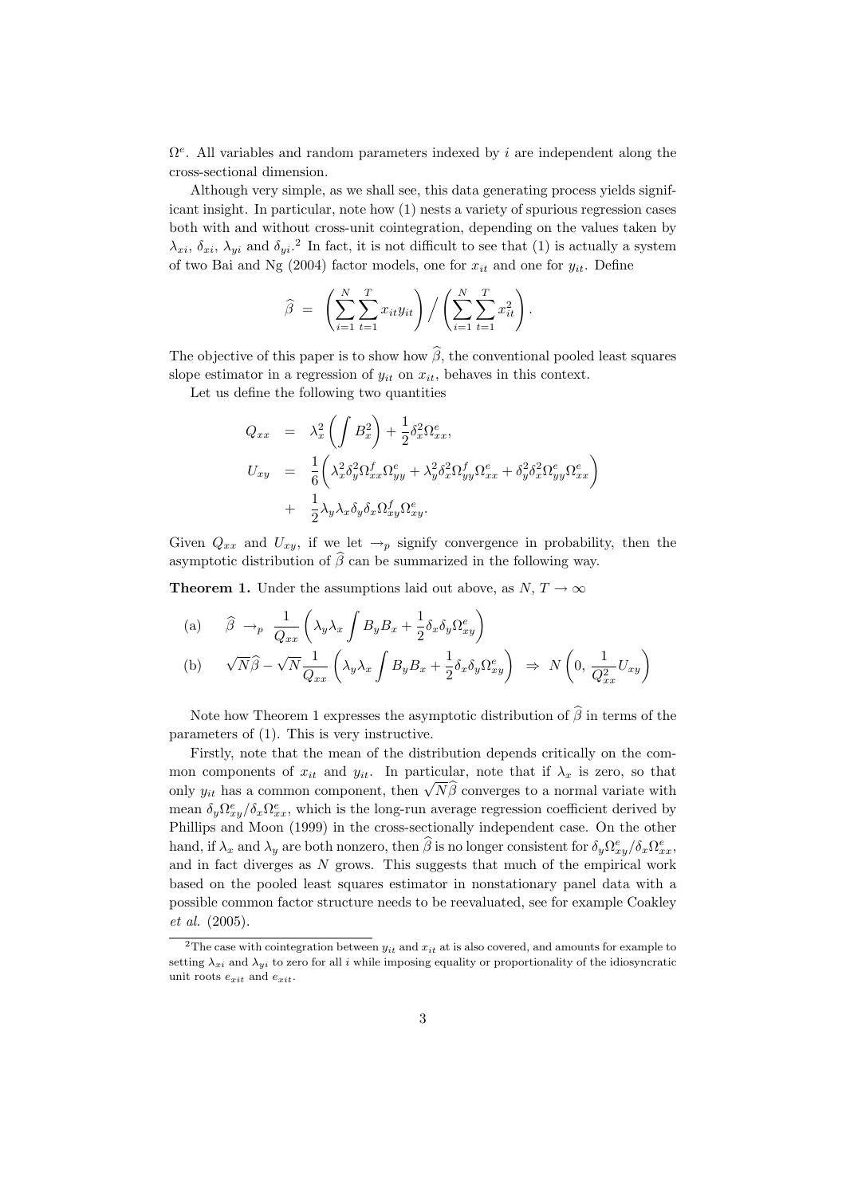$\Omega^e$. All variables and random parameters indexed by $i$ are independent along the cross-sectional dimension.

Although very simple, as we shall see, this data generating process yields significant insight. In particular, note how (1) nests a variety of spurious regression cases both with and without cross-unit cointegration, depending on the values taken by $\lambda_{xi}$, $\delta_{xi}$, $\lambda_{yi}$ and $\delta_{yi}$.[2] In fact, it is not difficult to see that (1) is actually a system of two Bai and Ng (2004) factor models, one for $x_{it}$ and one for $y_{it}$. Define

$$\widehat{\beta} \;=\; \left(\sum_{i=1}^{N}\sum_{t=1}^{T} x_{it}y_{it}\right) \Big/ \left(\sum_{i=1}^{N}\sum_{t=1}^{T} x_{it}^2\right).$$

The objective of this paper is to show how $\widehat{\beta}$, the conventional pooled least squares slope estimator in a regression of $y_{it}$ on $x_{it}$, behaves in this context.

Let us define the following two quantities

$$\begin{aligned}
Q_{xx} &= \lambda_x^2\left(\int B_x^2\right) + \frac{1}{2}\delta_x^2\Omega_{xx}^e, \\
U_{xy} &= \frac{1}{6}\left(\lambda_x^2\delta_y^2\Omega_{xx}^f\Omega_{yy}^e + \lambda_y^2\delta_x^2\Omega_{yy}^f\Omega_{xx}^e + \delta_y^2\delta_x^2\Omega_{yy}^e\Omega_{xx}^e\right) \\
&+ \frac{1}{2}\lambda_y\lambda_x\delta_y\delta_x\Omega_{xy}^f\Omega_{xy}^e.
\end{aligned}$$

Given $Q_{xx}$ and $U_{xy}$, if we let $\rightarrow_p$ signify convergence in probability, then the asymptotic distribution of $\widehat{\beta}$ can be summarized in the following way.

**Theorem 1.** Under the assumptions laid out above, as $N$, $T \to \infty$

$$\begin{aligned}
&\text{(a)} \quad \widehat{\beta} \rightarrow_p \frac{1}{Q_{xx}}\left(\lambda_y\lambda_x\int B_yB_x + \frac{1}{2}\delta_x\delta_y\Omega_{xy}^e\right) \\
&\text{(b)} \quad \sqrt{N}\widehat{\beta} - \sqrt{N}\frac{1}{Q_{xx}}\left(\lambda_y\lambda_x\int B_yB_x + \frac{1}{2}\delta_x\delta_y\Omega_{xy}^e\right) \;\Rightarrow\; N\left(0,\, \frac{1}{Q_{xx}^2}U_{xy}\right)
\end{aligned}$$

Note how Theorem 1 expresses the asymptotic distribution of $\widehat{\beta}$ in terms of the parameters of (1). This is very instructive.

Firstly, note that the mean of the distribution depends critically on the common components of $x_{it}$ and $y_{it}$. In particular, note that if $\lambda_x$ is zero, so that only $y_{it}$ has a common component, then $\sqrt{N}\widehat{\beta}$ converges to a normal variate with mean $\delta_y\Omega_{xy}^e/\delta_x\Omega_{xx}^e$, which is the long-run average regression coefficient derived by Phillips and Moon (1999) in the cross-sectionally independent case. On the other hand, if $\lambda_x$ and $\lambda_y$ are both nonzero, then $\widehat{\beta}$ is no longer consistent for $\delta_y\Omega_{xy}^e/\delta_x\Omega_{xx}^e$, and in fact diverges as $N$ grows. This suggests that much of the empirical work based on the pooled least squares estimator in nonstationary panel data with a possible common factor structure needs to be reevaluated, see for example Coakley *et al.* (2005).

[2] The case with cointegration between $y_{it}$ and $x_{it}$ at is also covered, and amounts for example to setting $\lambda_{xi}$ and $\lambda_{yi}$ to zero for all $i$ while imposing equality or proportionality of the idiosyncratic unit roots $e_{xit}$ and $e_{xit}$.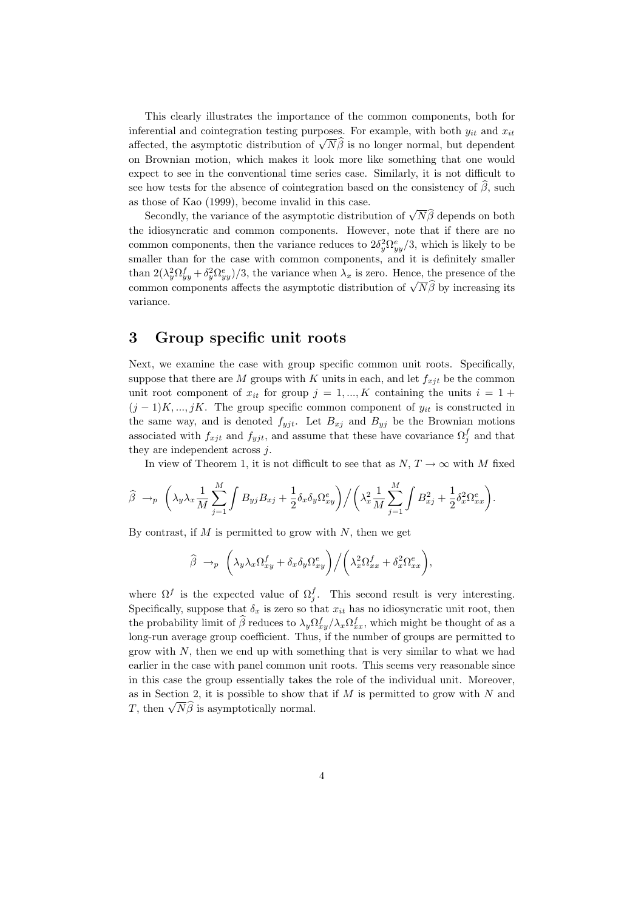This clearly illustrates the importance of the common components, both for inferential and cointegration testing purposes. For example, with both $y_{it}$ and $x_{it}$ affected, the asymptotic distribution of $\sqrt{N}\widehat{\beta}$ is no longer normal, but dependent on Brownian motion, which makes it look more like something that one would expect to see in the conventional time series case. Similarly, it is not difficult to see how tests for the absence of cointegration based on the consistency of $\widehat{\beta}$, such as those of Kao (1999), become invalid in this case.

Secondly, the variance of the asymptotic distribution of $\sqrt{N}\widehat{\beta}$ depends on both the idiosyncratic and common components. However, note that if there are no common components, then the variance reduces to $2\delta_y^2\Omega_{yy}^e/3$, which is likely to be smaller than for the case with common components, and it is definitely smaller than $2(\lambda_y^2\Omega_{yy}^f + \delta_y^2\Omega_{yy}^e)/3$, the variance when $\lambda_x$ is zero. Hence, the presence of the common components affects the asymptotic distribution of $\sqrt{N}\widehat{\beta}$ by increasing its variance.

# 3 Group specific unit roots

Next, we examine the case with group specific common unit roots. Specifically, suppose that there are $M$ groups with $K$ units in each, and let $f_{xjt}$ be the common unit root component of $x_{it}$ for group $j = 1, ..., K$ containing the units $i = 1 + (j-1)K, ..., jK$. The group specific common component of $y_{it}$ is constructed in the same way, and is denoted $f_{yjt}$. Let $B_{xj}$ and $B_{yj}$ be the Brownian motions associated with $f_{xjt}$ and $f_{yjt}$, and assume that these have covariance $\Omega_j^f$ and that they are independent across $j$.

In view of Theorem 1, it is not difficult to see that as $N, T \to \infty$ with $M$ fixed

$$\widehat{\beta} \ \to_p \ \left(\lambda_y\lambda_x \frac{1}{M}\sum_{j=1}^{M}\int B_{yj}B_{xj} + \frac{1}{2}\delta_x\delta_y\Omega_{xy}^e\right)\Big/\left(\lambda_x^2 \frac{1}{M}\sum_{j=1}^{M}\int B_{xj}^2 + \frac{1}{2}\delta_x^2\Omega_{xx}^e\right).$$

By contrast, if $M$ is permitted to grow with $N$, then we get

$$\widehat{\beta} \ \to_p \ \left(\lambda_y\lambda_x\Omega_{xy}^f + \delta_x\delta_y\Omega_{xy}^e\right)\Big/\left(\lambda_x^2\Omega_{xx}^f + \delta_x^2\Omega_{xx}^e\right),$$

where $\Omega^f$ is the expected value of $\Omega_j^f$. This second result is very interesting. Specifically, suppose that $\delta_x$ is zero so that $x_{it}$ has no idiosyncratic unit root, then the probability limit of $\widehat{\beta}$ reduces to $\lambda_y\Omega_{xy}^f/\lambda_x\Omega_{xx}^f$, which might be thought of as a long-run average group coefficient. Thus, if the number of groups are permitted to grow with $N$, then we end up with something that is very similar to what we had earlier in the case with panel common unit roots. This seems very reasonable since in this case the group essentially takes the role of the individual unit. Moreover, as in Section 2, it is possible to show that if $M$ is permitted to grow with $N$ and $T$, then $\sqrt{N}\widehat{\beta}$ is asymptotically normal.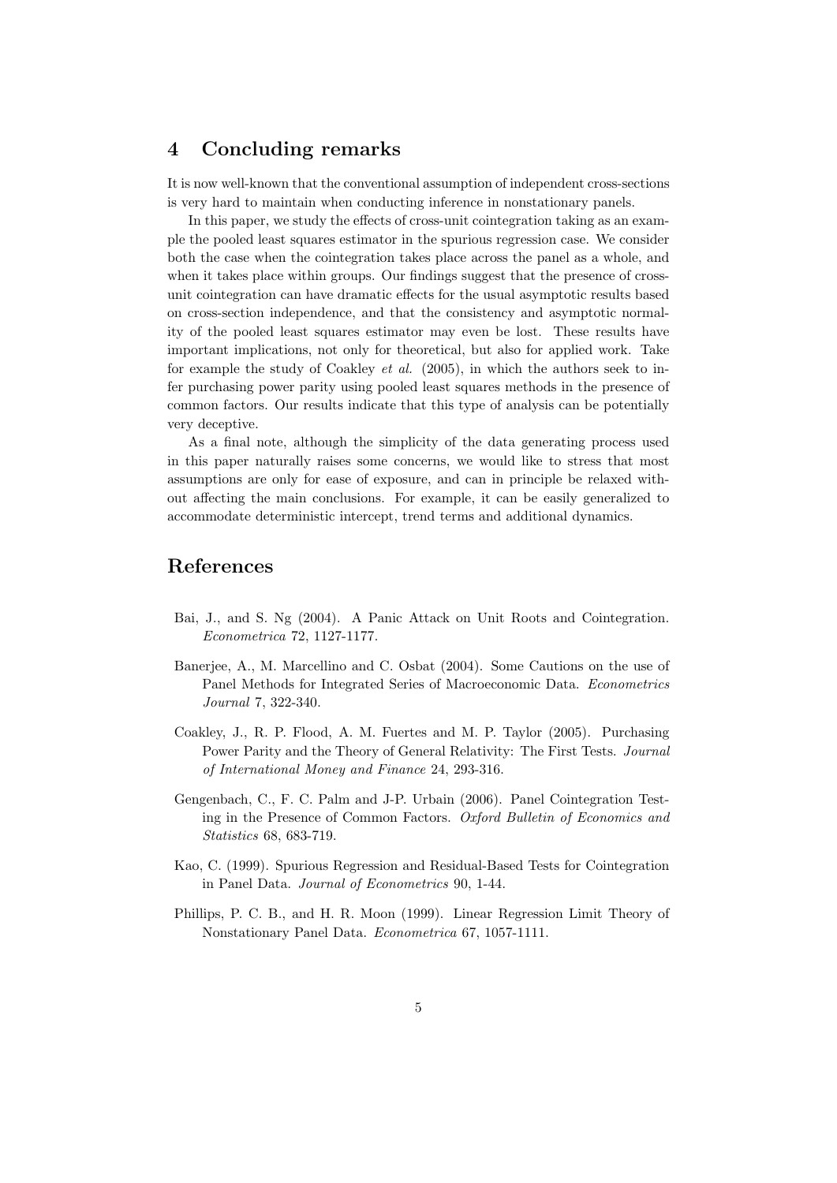## 4 Concluding remarks

It is now well-known that the conventional assumption of independent cross-sections is very hard to maintain when conducting inference in nonstationary panels.

In this paper, we study the effects of cross-unit cointegration taking as an example the pooled least squares estimator in the spurious regression case. We consider both the case when the cointegration takes place across the panel as a whole, and when it takes place within groups. Our findings suggest that the presence of cross-unit cointegration can have dramatic effects for the usual asymptotic results based on cross-section independence, and that the consistency and asymptotic normality of the pooled least squares estimator may even be lost. These results have important implications, not only for theoretical, but also for applied work. Take for example the study of Coakley *et al.* (2005), in which the authors seek to infer purchasing power parity using pooled least squares methods in the presence of common factors. Our results indicate that this type of analysis can be potentially very deceptive.

As a final note, although the simplicity of the data generating process used in this paper naturally raises some concerns, we would like to stress that most assumptions are only for ease of exposure, and can in principle be relaxed without affecting the main conclusions. For example, it can be easily generalized to accommodate deterministic intercept, trend terms and additional dynamics.

## References

Bai, J., and S. Ng (2004). A Panic Attack on Unit Roots and Cointegration. *Econometrica* 72, 1127-1177.

Banerjee, A., M. Marcellino and C. Osbat (2004). Some Cautions on the use of Panel Methods for Integrated Series of Macroeconomic Data. *Econometrics Journal* 7, 322-340.

Coakley, J., R. P. Flood, A. M. Fuertes and M. P. Taylor (2005). Purchasing Power Parity and the Theory of General Relativity: The First Tests. *Journal of International Money and Finance* 24, 293-316.

Gengenbach, C., F. C. Palm and J-P. Urbain (2006). Panel Cointegration Testing in the Presence of Common Factors. *Oxford Bulletin of Economics and Statistics* 68, 683-719.

Kao, C. (1999). Spurious Regression and Residual-Based Tests for Cointegration in Panel Data. *Journal of Econometrics* 90, 1-44.

Phillips, P. C. B., and H. R. Moon (1999). Linear Regression Limit Theory of Nonstationary Panel Data. *Econometrica* 67, 1057-1111.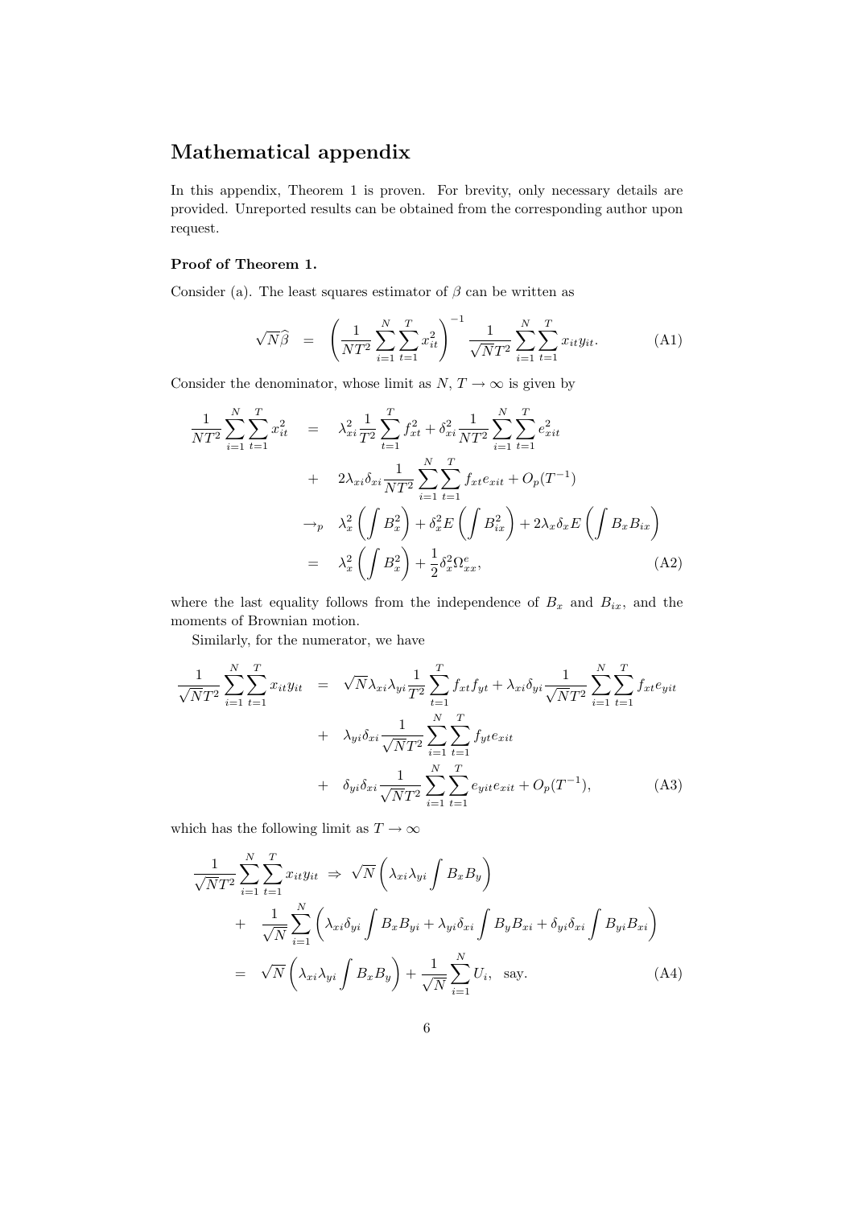## Mathematical appendix

In this appendix, Theorem 1 is proven. For brevity, only necessary details are provided. Unreported results can be obtained from the corresponding author upon request.

**Proof of Theorem 1.**

Consider (a). The least squares estimator of $\beta$ can be written as

$$\sqrt{N}\widehat{\beta} \quad = \quad \left( \frac{1}{NT^2} \sum_{i=1}^{N} \sum_{t=1}^{T} x_{it}^2 \right)^{-1} \frac{1}{\sqrt{N}T^2} \sum_{i=1}^{N} \sum_{t=1}^{T} x_{it} y_{it}. \tag{A1}$$

Consider the denominator, whose limit as $N, T \to \infty$ is given by

$$\begin{aligned}
\frac{1}{NT^2} \sum_{i=1}^{N} \sum_{t=1}^{T} x_{it}^2 &= \lambda_{xi}^2 \frac{1}{T^2} \sum_{t=1}^{T} f_{xt}^2 + \delta_{xi}^2 \frac{1}{NT^2} \sum_{i=1}^{N} \sum_{t=1}^{T} e_{xit}^2 \\
&+ 2\lambda_{xi}\delta_{xi} \frac{1}{NT^2} \sum_{i=1}^{N} \sum_{t=1}^{T} f_{xt} e_{xit} + O_p(T^{-1}) \\
&\to_p \lambda_x^2 \left( \int B_x^2 \right) + \delta_x^2 E\left( \int B_{ix}^2 \right) + 2\lambda_x \delta_x E\left( \int B_x B_{ix} \right) \\
&= \lambda_x^2 \left( \int B_x^2 \right) + \frac{1}{2} \delta_x^2 \Omega_{xx}^e,
\end{aligned} \tag{A2}$$

where the last equality follows from the independence of $B_x$ and $B_{ix}$, and the moments of Brownian motion.

Similarly, for the numerator, we have

$$\begin{aligned}
\frac{1}{\sqrt{N}T^2} \sum_{i=1}^{N} \sum_{t=1}^{T} x_{it} y_{it} &= \sqrt{N} \lambda_{xi} \lambda_{yi} \frac{1}{T^2} \sum_{t=1}^{T} f_{xt} f_{yt} + \lambda_{xi} \delta_{yi} \frac{1}{\sqrt{N}T^2} \sum_{i=1}^{N} \sum_{t=1}^{T} f_{xt} e_{yit} \\
&+ \lambda_{yi} \delta_{xi} \frac{1}{\sqrt{N}T^2} \sum_{i=1}^{N} \sum_{t=1}^{T} f_{yt} e_{xit} \\
&+ \delta_{yi} \delta_{xi} \frac{1}{\sqrt{N}T^2} \sum_{i=1}^{N} \sum_{t=1}^{T} e_{yit} e_{xit} + O_p(T^{-1}),
\end{aligned} \tag{A3}$$

which has the following limit as $T \to \infty$

$$\begin{aligned}
\frac{1}{\sqrt{N}T^2} \sum_{i=1}^{N} \sum_{t=1}^{T} x_{it} y_{it} &\Rightarrow \sqrt{N} \left( \lambda_{xi} \lambda_{yi} \int B_x B_y \right) \\
&+ \frac{1}{\sqrt{N}} \sum_{i=1}^{N} \left( \lambda_{xi} \delta_{yi} \int B_x B_{yi} + \lambda_{yi} \delta_{xi} \int B_y B_{xi} + \delta_{yi} \delta_{xi} \int B_{yi} B_{xi} \right) \\
&= \sqrt{N} \left( \lambda_{xi} \lambda_{yi} \int B_x B_y \right) + \frac{1}{\sqrt{N}} \sum_{i=1}^{N} U_i, \quad \text{say.}
\end{aligned} \tag{A4}$$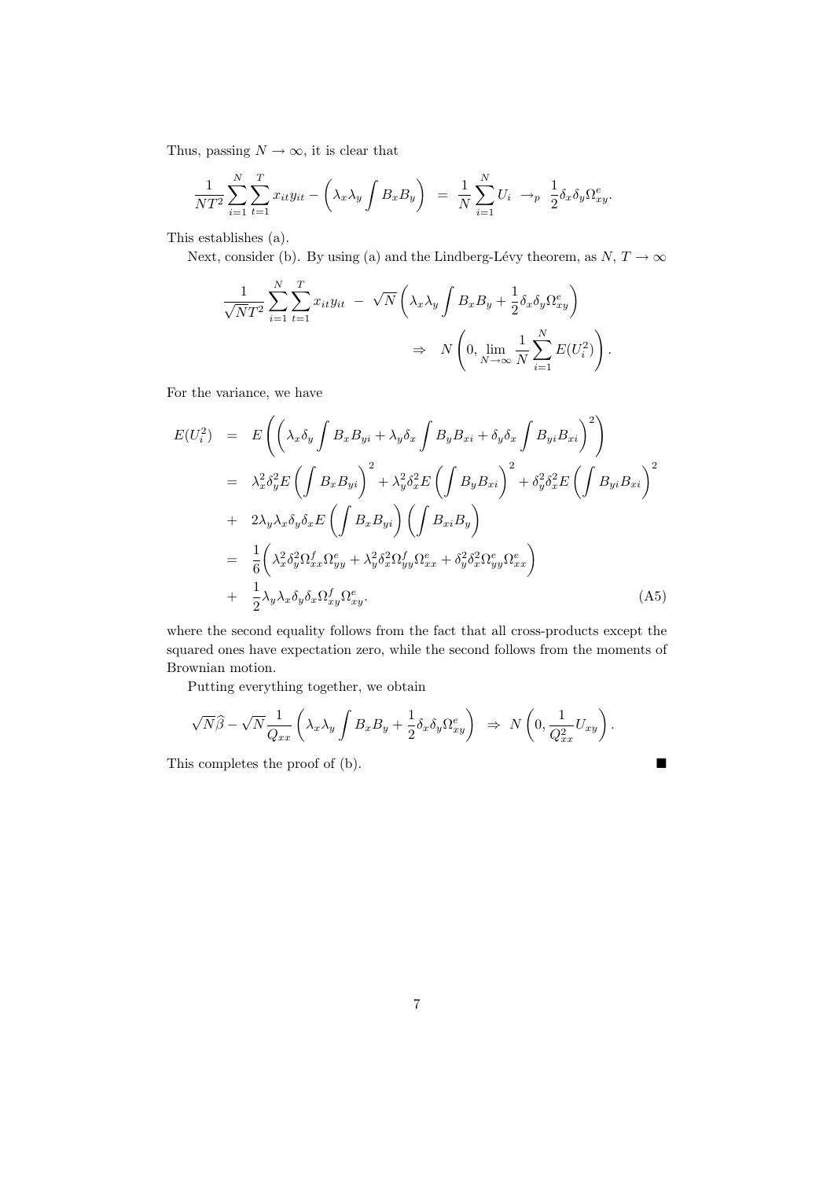Thus, passing $N \to \infty$, it is clear that

$$\frac{1}{NT^2}\sum_{i=1}^{N}\sum_{t=1}^{T} x_{it}y_{it} - \left(\lambda_x\lambda_y \int B_x B_y\right) \;=\; \frac{1}{N}\sum_{i=1}^{N} U_i \;\to_p\; \frac{1}{2}\delta_x\delta_y\Omega^e_{xy}.$$

This establishes (a).

Next, consider (b). By using (a) and the Lindberg-Lévy theorem, as $N$, $T \to \infty$

$$\frac{1}{\sqrt{N}T^2}\sum_{i=1}^{N}\sum_{t=1}^{T} x_{it}y_{it} \;-\; \sqrt{N}\left(\lambda_x\lambda_y\int B_x B_y + \frac{1}{2}\delta_x\delta_y\Omega^e_{xy}\right)$$
$$\Rightarrow \quad N\left(0, \lim_{N\to\infty}\frac{1}{N}\sum_{i=1}^{N}E(U_i^2)\right).$$

For the variance, we have

$$\begin{aligned}
E(U_i^2) &= E\left(\left(\lambda_x\delta_y\int B_x B_{yi} + \lambda_y\delta_x\int B_y B_{xi} + \delta_y\delta_x\int B_{yi}B_{xi}\right)^2\right)\\
&= \lambda_x^2\delta_y^2 E\left(\int B_x B_{yi}\right)^2 + \lambda_y^2\delta_x^2 E\left(\int B_y B_{xi}\right)^2 + \delta_y^2\delta_x^2 E\left(\int B_{yi}B_{xi}\right)^2\\
&+\; 2\lambda_y\lambda_x\delta_y\delta_x E\left(\int B_x B_{yi}\right)\left(\int B_{xi}B_y\right)\\
&= \frac{1}{6}\Big(\lambda_x^2\delta_y^2\Omega^f_{xx}\Omega^e_{yy} + \lambda_y^2\delta_x^2\Omega^f_{yy}\Omega^e_{xx} + \delta_y^2\delta_x^2\Omega^e_{yy}\Omega^e_{xx}\Big)\\
&+\; \frac{1}{2}\lambda_y\lambda_x\delta_y\delta_x\Omega^f_{xy}\Omega^e_{xy}.
\end{aligned} \tag{A5}$$

where the second equality follows from the fact that all cross-products except the squared ones have expectation zero, while the second follows from the moments of Brownian motion.

Putting everything together, we obtain

$$\sqrt{N}\widehat{\beta} - \sqrt{N}\frac{1}{Q_{xx}}\left(\lambda_x\lambda_y\int B_x B_y + \frac{1}{2}\delta_x\delta_y\Omega^e_{xy}\right) \;\Rightarrow\; N\left(0, \frac{1}{Q_{xx}^2}U_{xy}\right).$$

This completes the proof of (b). ■